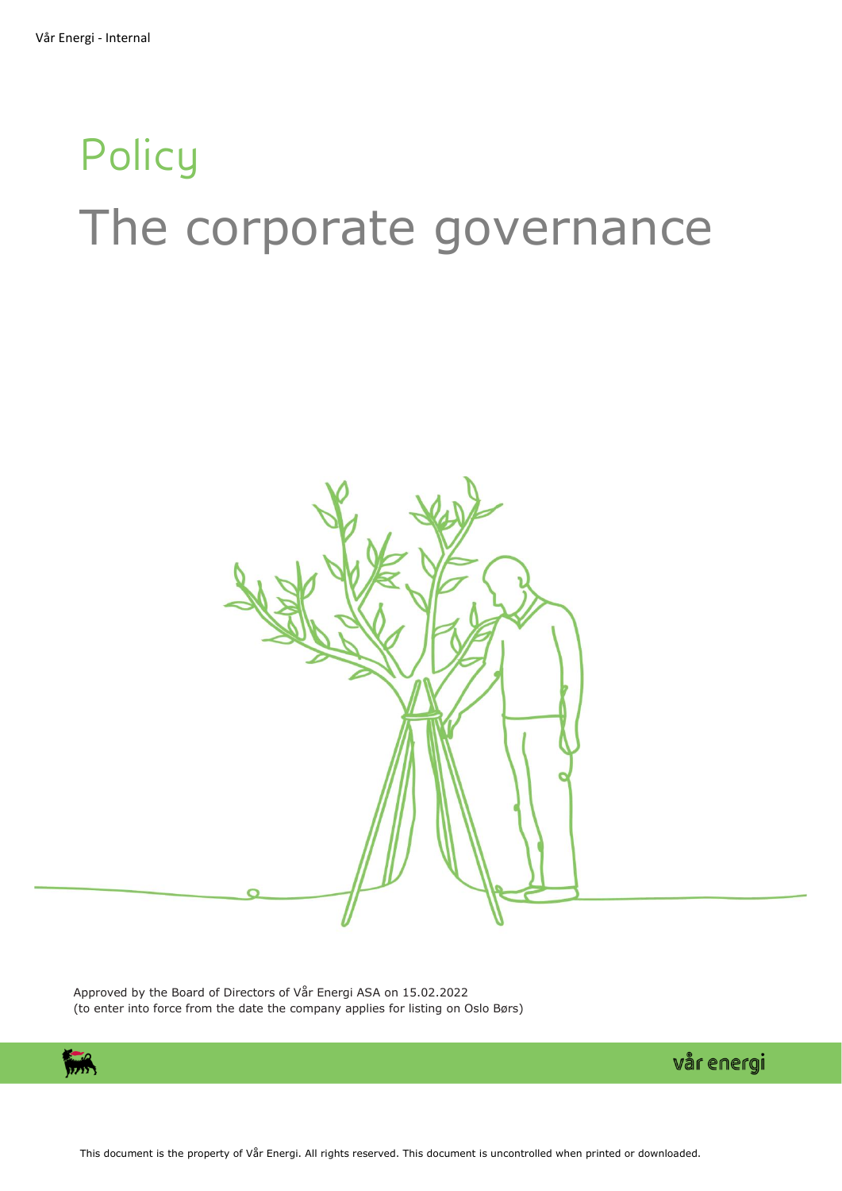# Policy

# The corporate governance

Approved by the Board of Directors of Vår Energi ASA on 15.02.2022
(to enter into force from the date the company applies for listing on Oslo Børs)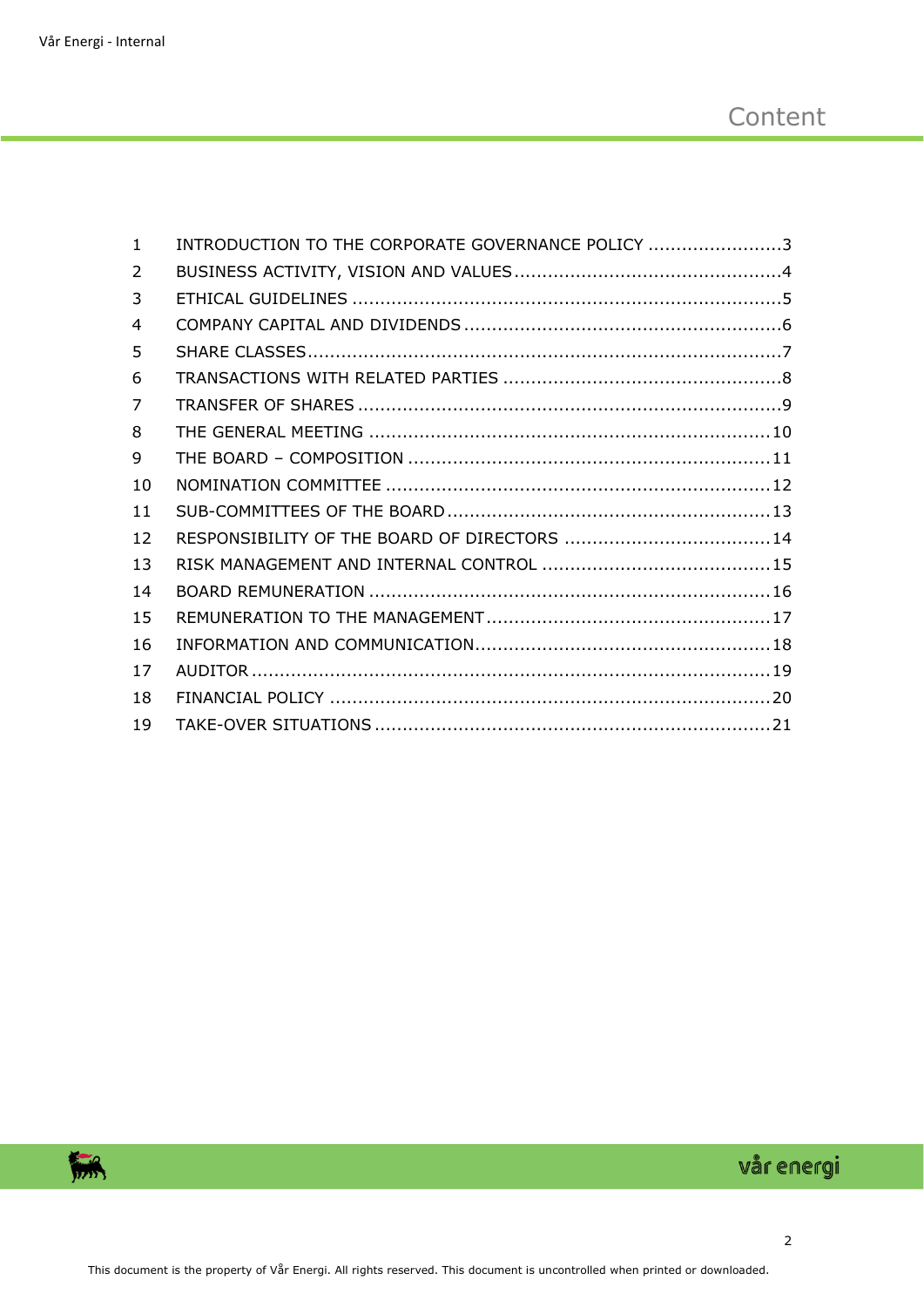# Content

| | | |
|---|---|---|
| 1 | INTRODUCTION TO THE CORPORATE GOVERNANCE POLICY | 3 |
| 2 | BUSINESS ACTIVITY, VISION AND VALUES | 4 |
| 3 | ETHICAL GUIDELINES | 5 |
| 4 | COMPANY CAPITAL AND DIVIDENDS | 6 |
| 5 | SHARE CLASSES | 7 |
| 6 | TRANSACTIONS WITH RELATED PARTIES | 8 |
| 7 | TRANSFER OF SHARES | 9 |
| 8 | THE GENERAL MEETING | 10 |
| 9 | THE BOARD – COMPOSITION | 11 |
| 10 | NOMINATION COMMITTEE | 12 |
| 11 | SUB-COMMITTEES OF THE BOARD | 13 |
| 12 | RESPONSIBILITY OF THE BOARD OF DIRECTORS | 14 |
| 13 | RISK MANAGEMENT AND INTERNAL CONTROL | 15 |
| 14 | BOARD REMUNERATION | 16 |
| 15 | REMUNERATION TO THE MANAGEMENT | 17 |
| 16 | INFORMATION AND COMMUNICATION | 18 |
| 17 | AUDITOR | 19 |
| 18 | FINANCIAL POLICY | 20 |
| 19 | TAKE-OVER SITUATIONS | 21 |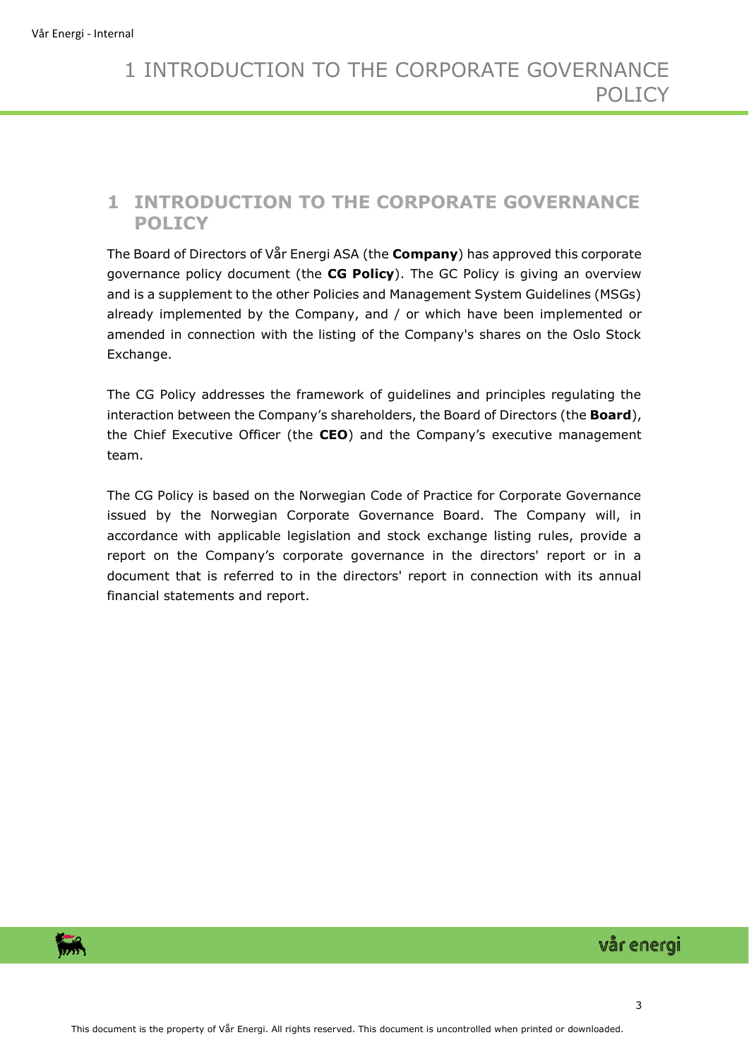# 1 INTRODUCTION TO THE CORPORATE GOVERNANCE POLICY

The Board of Directors of Vår Energi ASA (the **Company**) has approved this corporate governance policy document (the **CG Policy**). The GC Policy is giving an overview and is a supplement to the other Policies and Management System Guidelines (MSGs) already implemented by the Company, and / or which have been implemented or amended in connection with the listing of the Company's shares on the Oslo Stock Exchange.

The CG Policy addresses the framework of guidelines and principles regulating the interaction between the Company's shareholders, the Board of Directors (the **Board**), the Chief Executive Officer (the **CEO**) and the Company's executive management team.

The CG Policy is based on the Norwegian Code of Practice for Corporate Governance issued by the Norwegian Corporate Governance Board. The Company will, in accordance with applicable legislation and stock exchange listing rules, provide a report on the Company's corporate governance in the directors' report or in a document that is referred to in the directors' report in connection with its annual financial statements and report.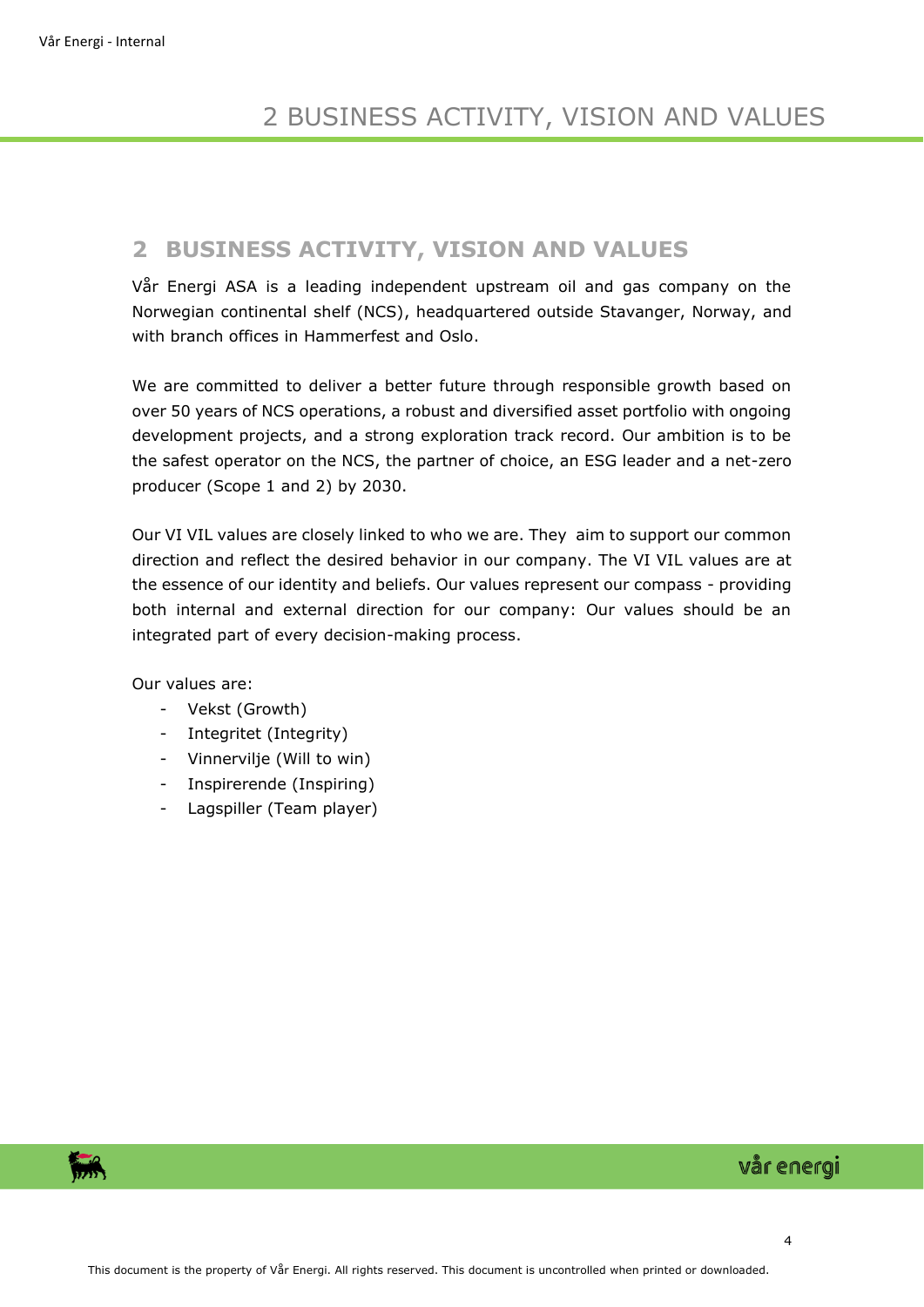## 2 BUSINESS ACTIVITY, VISION AND VALUES

Vår Energi ASA is a leading independent upstream oil and gas company on the Norwegian continental shelf (NCS), headquartered outside Stavanger, Norway, and with branch offices in Hammerfest and Oslo.

We are committed to deliver a better future through responsible growth based on over 50 years of NCS operations, a robust and diversified asset portfolio with ongoing development projects, and a strong exploration track record. Our ambition is to be the safest operator on the NCS, the partner of choice, an ESG leader and a net-zero producer (Scope 1 and 2) by 2030.

Our VI VIL values are closely linked to who we are. They aim to support our common direction and reflect the desired behavior in our company. The VI VIL values are at the essence of our identity and beliefs. Our values represent our compass - providing both internal and external direction for our company: Our values should be an integrated part of every decision-making process.

Our values are:

- Vekst (Growth)
- Integritet (Integrity)
- Vinnervilje (Will to win)
- Inspirerende (Inspiring)
- Lagspiller (Team player)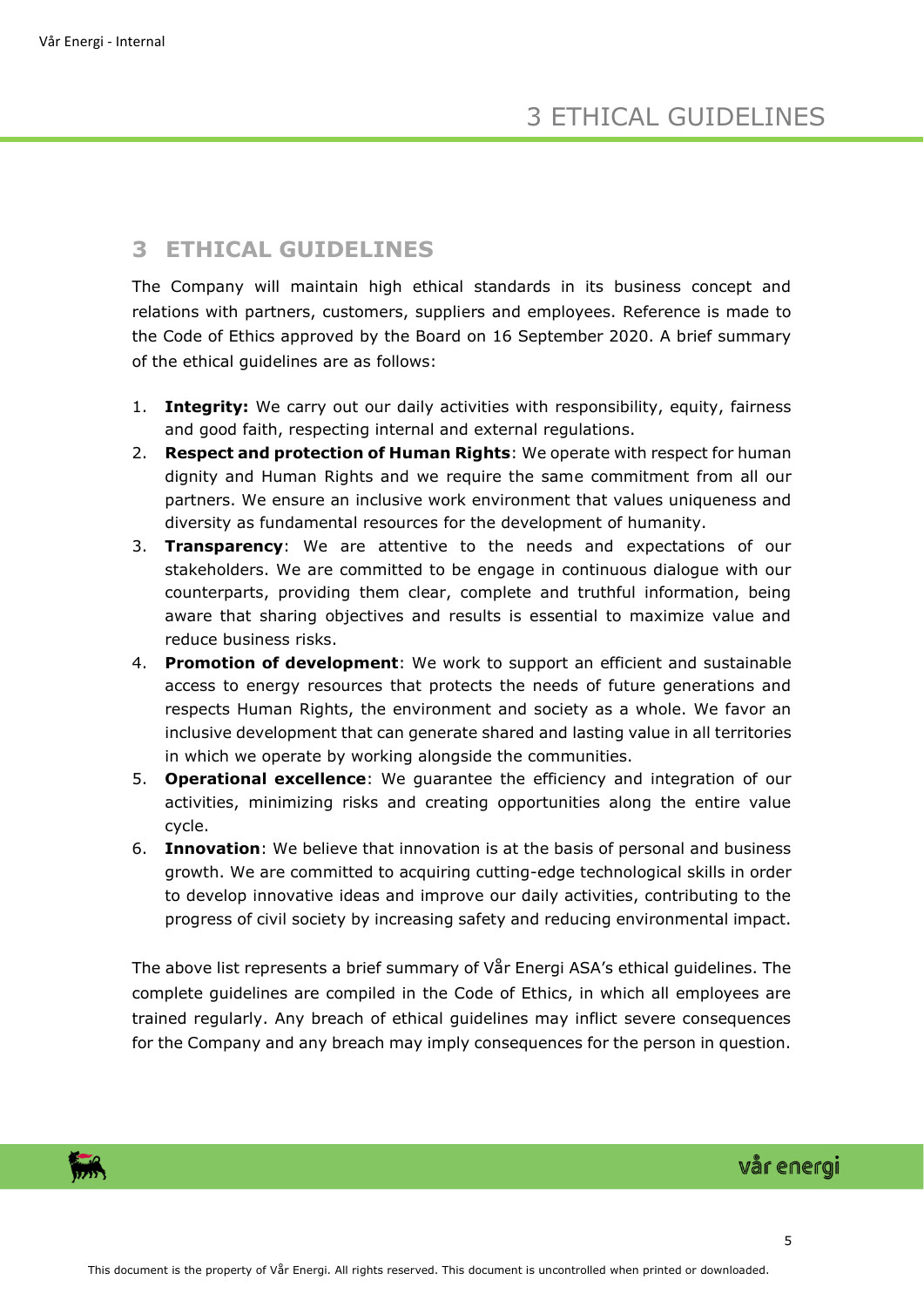## 3 ETHICAL GUIDELINES

The Company will maintain high ethical standards in its business concept and relations with partners, customers, suppliers and employees. Reference is made to the Code of Ethics approved by the Board on 16 September 2020. A brief summary of the ethical guidelines are as follows:

1. **Integrity:** We carry out our daily activities with responsibility, equity, fairness and good faith, respecting internal and external regulations.
2. **Respect and protection of Human Rights**: We operate with respect for human dignity and Human Rights and we require the same commitment from all our partners. We ensure an inclusive work environment that values uniqueness and diversity as fundamental resources for the development of humanity.
3. **Transparency**: We are attentive to the needs and expectations of our stakeholders. We are committed to be engage in continuous dialogue with our counterparts, providing them clear, complete and truthful information, being aware that sharing objectives and results is essential to maximize value and reduce business risks.
4. **Promotion of development**: We work to support an efficient and sustainable access to energy resources that protects the needs of future generations and respects Human Rights, the environment and society as a whole. We favor an inclusive development that can generate shared and lasting value in all territories in which we operate by working alongside the communities.
5. **Operational excellence**: We guarantee the efficiency and integration of our activities, minimizing risks and creating opportunities along the entire value cycle.
6. **Innovation**: We believe that innovation is at the basis of personal and business growth. We are committed to acquiring cutting-edge technological skills in order to develop innovative ideas and improve our daily activities, contributing to the progress of civil society by increasing safety and reducing environmental impact.

The above list represents a brief summary of Vår Energi ASA's ethical guidelines. The complete guidelines are compiled in the Code of Ethics, in which all employees are trained regularly. Any breach of ethical guidelines may inflict severe consequences for the Company and any breach may imply consequences for the person in question.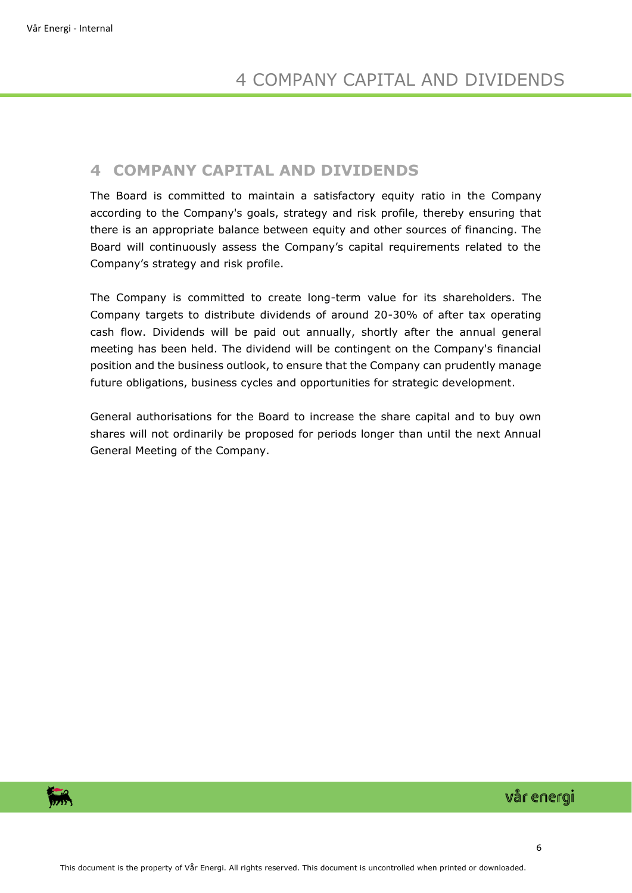# 4 COMPANY CAPITAL AND DIVIDENDS

The Board is committed to maintain a satisfactory equity ratio in the Company according to the Company's goals, strategy and risk profile, thereby ensuring that there is an appropriate balance between equity and other sources of financing. The Board will continuously assess the Company's capital requirements related to the Company's strategy and risk profile.

The Company is committed to create long-term value for its shareholders. The Company targets to distribute dividends of around 20-30% of after tax operating cash flow. Dividends will be paid out annually, shortly after the annual general meeting has been held. The dividend will be contingent on the Company's financial position and the business outlook, to ensure that the Company can prudently manage future obligations, business cycles and opportunities for strategic development.

General authorisations for the Board to increase the share capital and to buy own shares will not ordinarily be proposed for periods longer than until the next Annual General Meeting of the Company.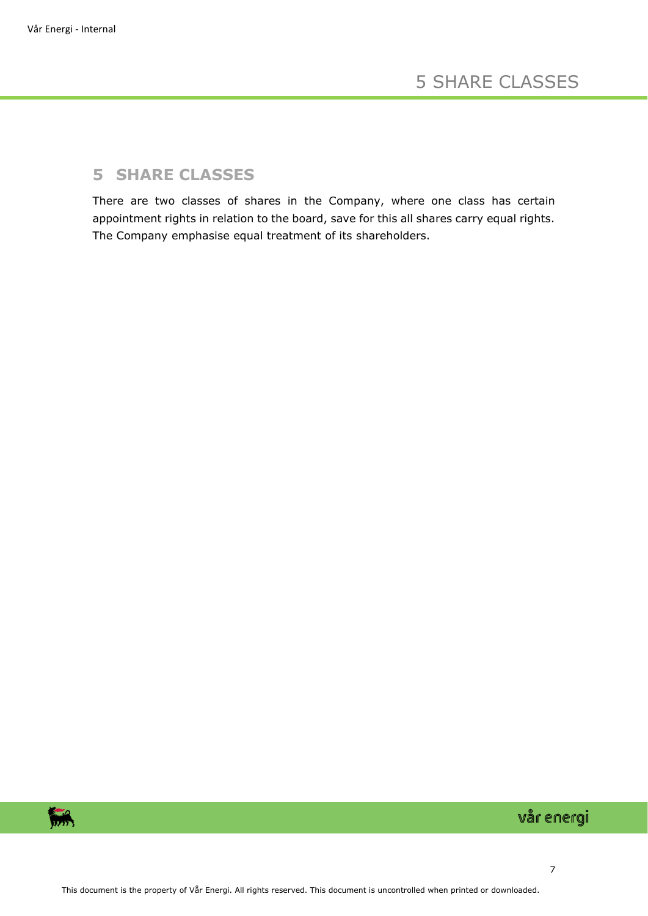## 5 SHARE CLASSES

There are two classes of shares in the Company, where one class has certain appointment rights in relation to the board, save for this all shares carry equal rights. The Company emphasise equal treatment of its shareholders.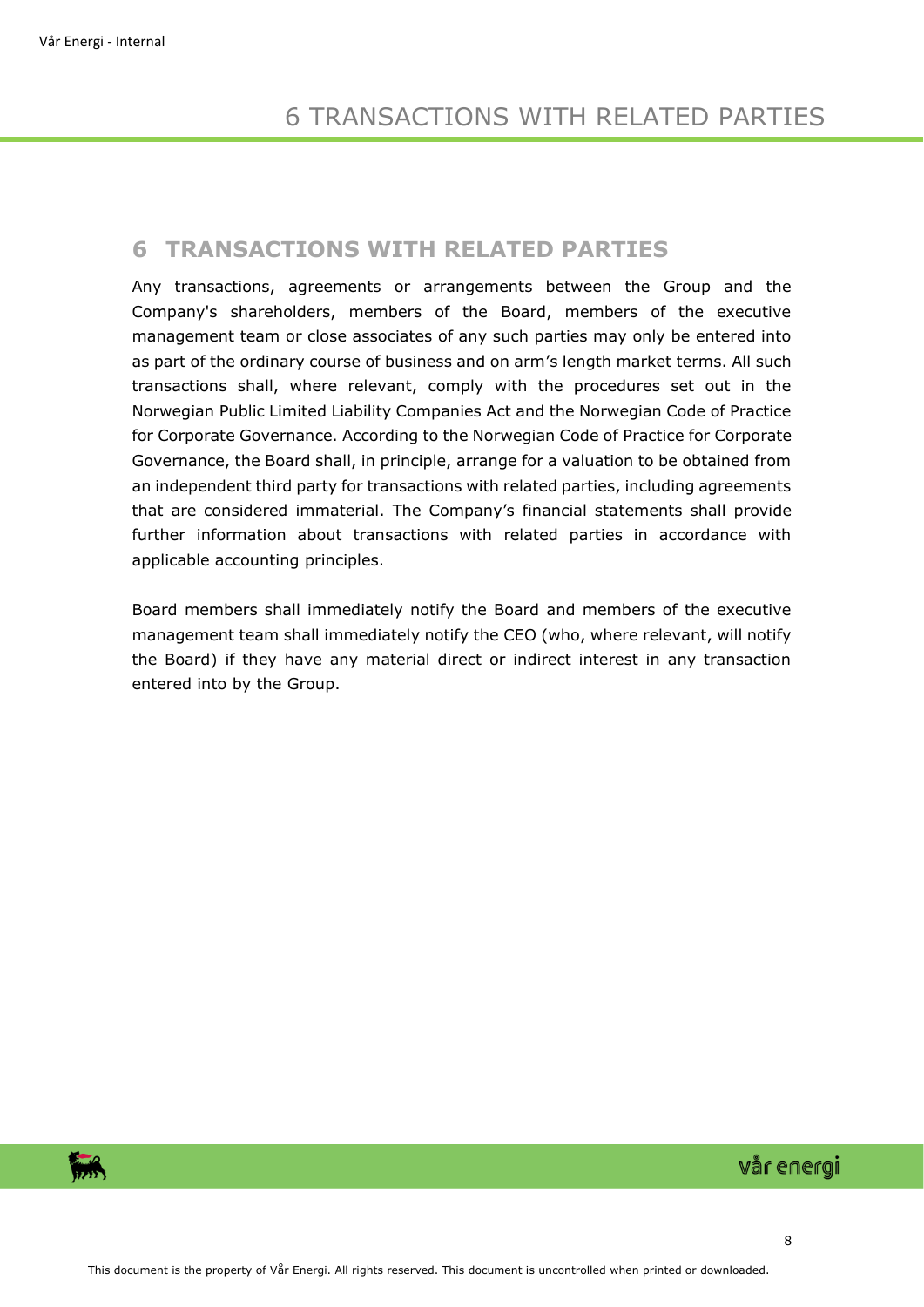## 6 TRANSACTIONS WITH RELATED PARTIES

Any transactions, agreements or arrangements between the Group and the Company's shareholders, members of the Board, members of the executive management team or close associates of any such parties may only be entered into as part of the ordinary course of business and on arm's length market terms. All such transactions shall, where relevant, comply with the procedures set out in the Norwegian Public Limited Liability Companies Act and the Norwegian Code of Practice for Corporate Governance. According to the Norwegian Code of Practice for Corporate Governance, the Board shall, in principle, arrange for a valuation to be obtained from an independent third party for transactions with related parties, including agreements that are considered immaterial. The Company's financial statements shall provide further information about transactions with related parties in accordance with applicable accounting principles.

Board members shall immediately notify the Board and members of the executive management team shall immediately notify the CEO (who, where relevant, will notify the Board) if they have any material direct or indirect interest in any transaction entered into by the Group.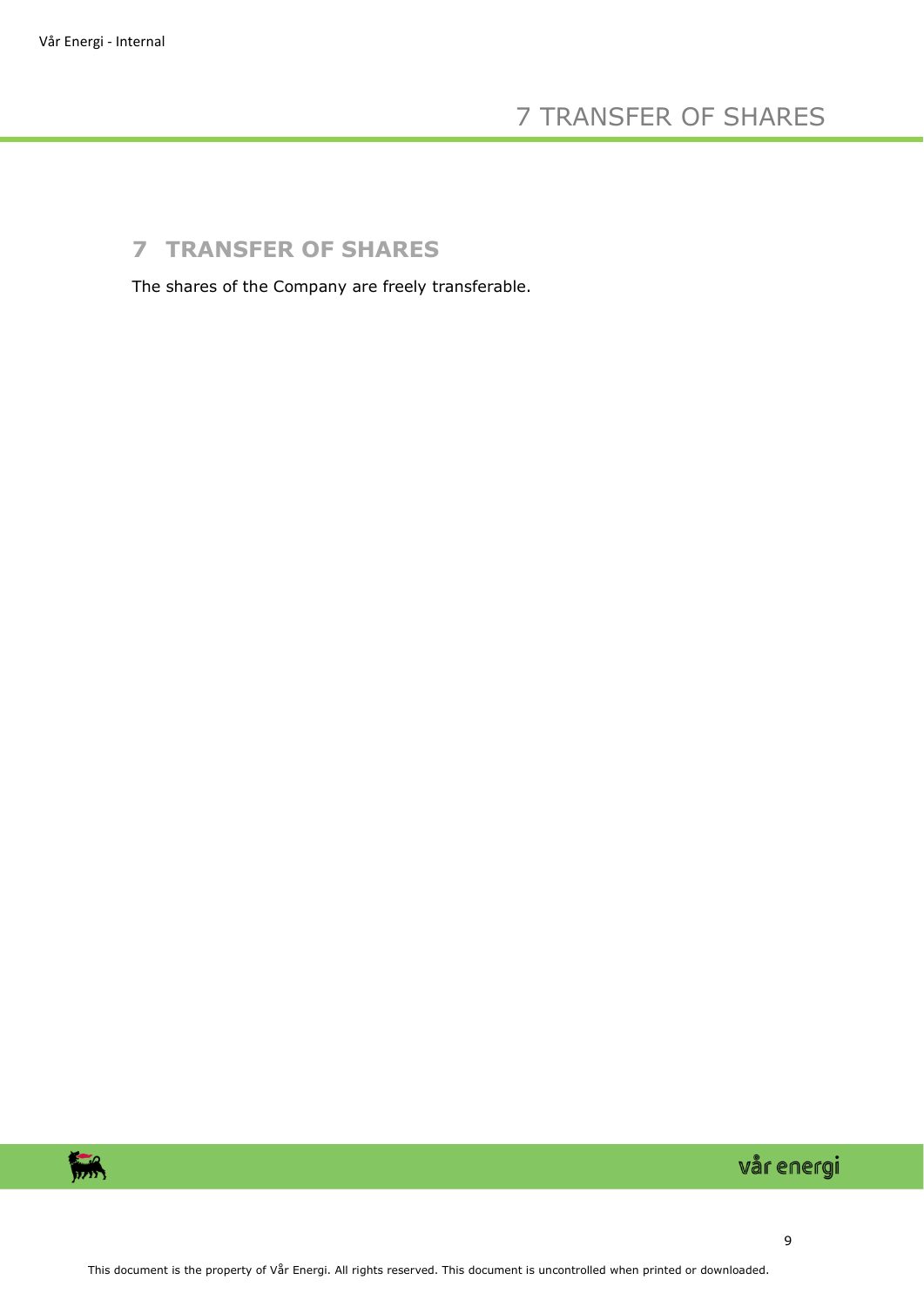## 7 TRANSFER OF SHARES

The shares of the Company are freely transferable.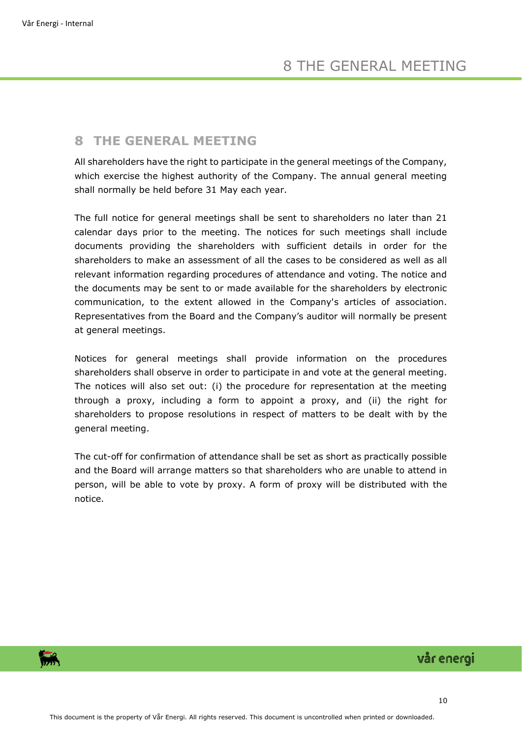# 8 THE GENERAL MEETING

All shareholders have the right to participate in the general meetings of the Company, which exercise the highest authority of the Company. The annual general meeting shall normally be held before 31 May each year.

The full notice for general meetings shall be sent to shareholders no later than 21 calendar days prior to the meeting. The notices for such meetings shall include documents providing the shareholders with sufficient details in order for the shareholders to make an assessment of all the cases to be considered as well as all relevant information regarding procedures of attendance and voting. The notice and the documents may be sent to or made available for the shareholders by electronic communication, to the extent allowed in the Company's articles of association. Representatives from the Board and the Company's auditor will normally be present at general meetings.

Notices for general meetings shall provide information on the procedures shareholders shall observe in order to participate in and vote at the general meeting. The notices will also set out: (i) the procedure for representation at the meeting through a proxy, including a form to appoint a proxy, and (ii) the right for shareholders to propose resolutions in respect of matters to be dealt with by the general meeting.

The cut-off for confirmation of attendance shall be set as short as practically possible and the Board will arrange matters so that shareholders who are unable to attend in person, will be able to vote by proxy. A form of proxy will be distributed with the notice.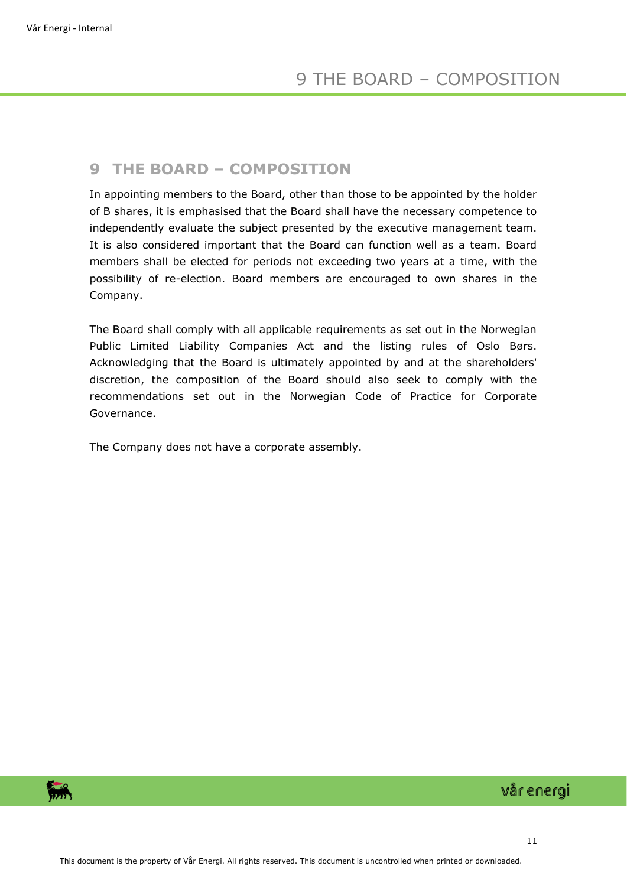## 9 THE BOARD – COMPOSITION

In appointing members to the Board, other than those to be appointed by the holder of B shares, it is emphasised that the Board shall have the necessary competence to independently evaluate the subject presented by the executive management team. It is also considered important that the Board can function well as a team. Board members shall be elected for periods not exceeding two years at a time, with the possibility of re-election. Board members are encouraged to own shares in the Company.

The Board shall comply with all applicable requirements as set out in the Norwegian Public Limited Liability Companies Act and the listing rules of Oslo Børs. Acknowledging that the Board is ultimately appointed by and at the shareholders' discretion, the composition of the Board should also seek to comply with the recommendations set out in the Norwegian Code of Practice for Corporate Governance.

The Company does not have a corporate assembly.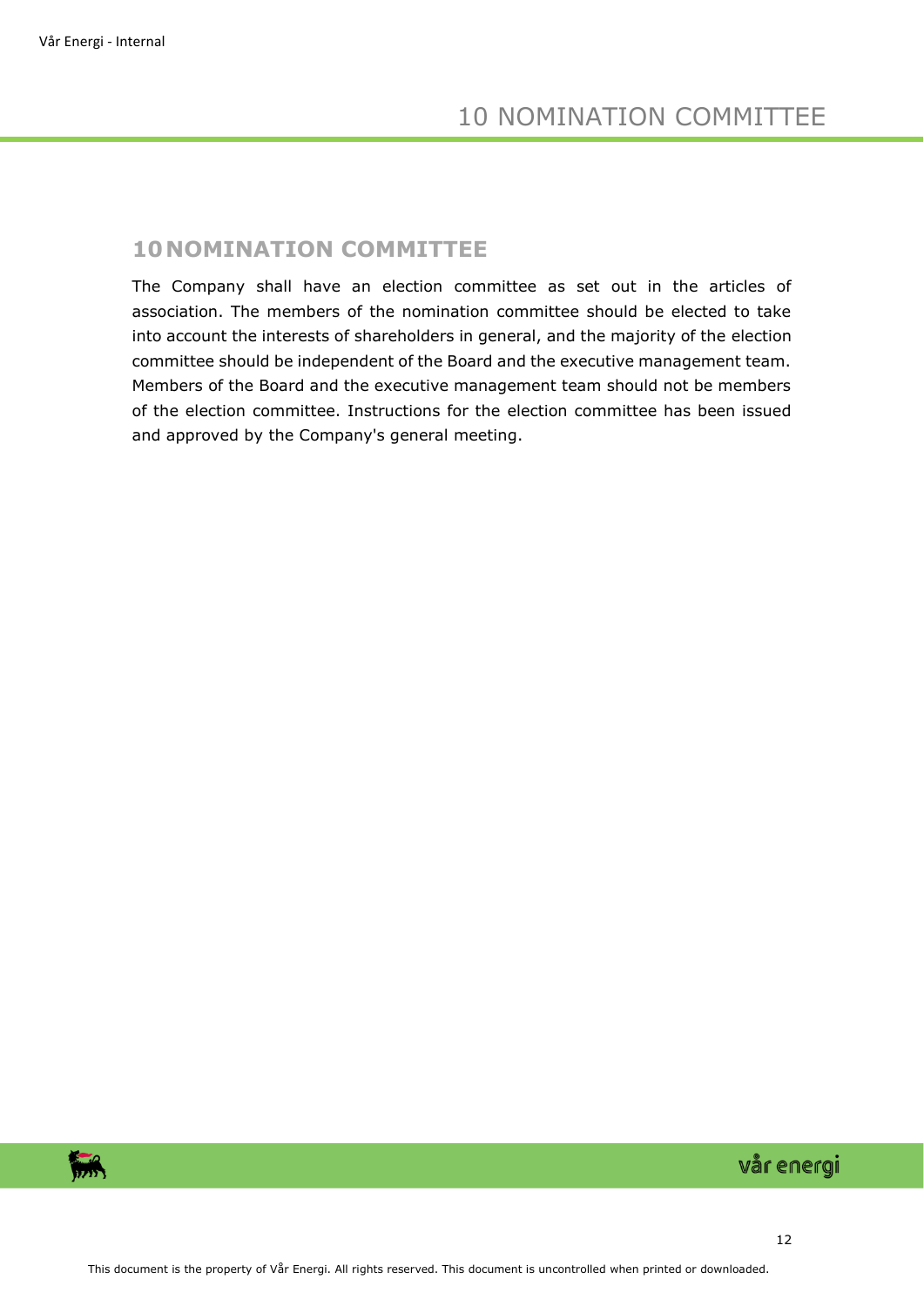# 10 NOMINATION COMMITTEE

The Company shall have an election committee as set out in the articles of association. The members of the nomination committee should be elected to take into account the interests of shareholders in general, and the majority of the election committee should be independent of the Board and the executive management team. Members of the Board and the executive management team should not be members of the election committee. Instructions for the election committee has been issued and approved by the Company's general meeting.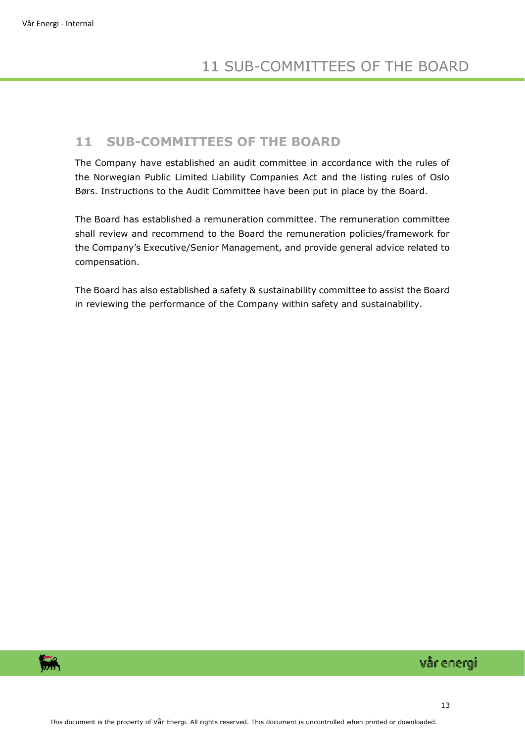## 11 SUB-COMMITTEES OF THE BOARD

The Company have established an audit committee in accordance with the rules of the Norwegian Public Limited Liability Companies Act and the listing rules of Oslo Børs. Instructions to the Audit Committee have been put in place by the Board.

The Board has established a remuneration committee. The remuneration committee shall review and recommend to the Board the remuneration policies/framework for the Company's Executive/Senior Management, and provide general advice related to compensation.

The Board has also established a safety & sustainability committee to assist the Board in reviewing the performance of the Company within safety and sustainability.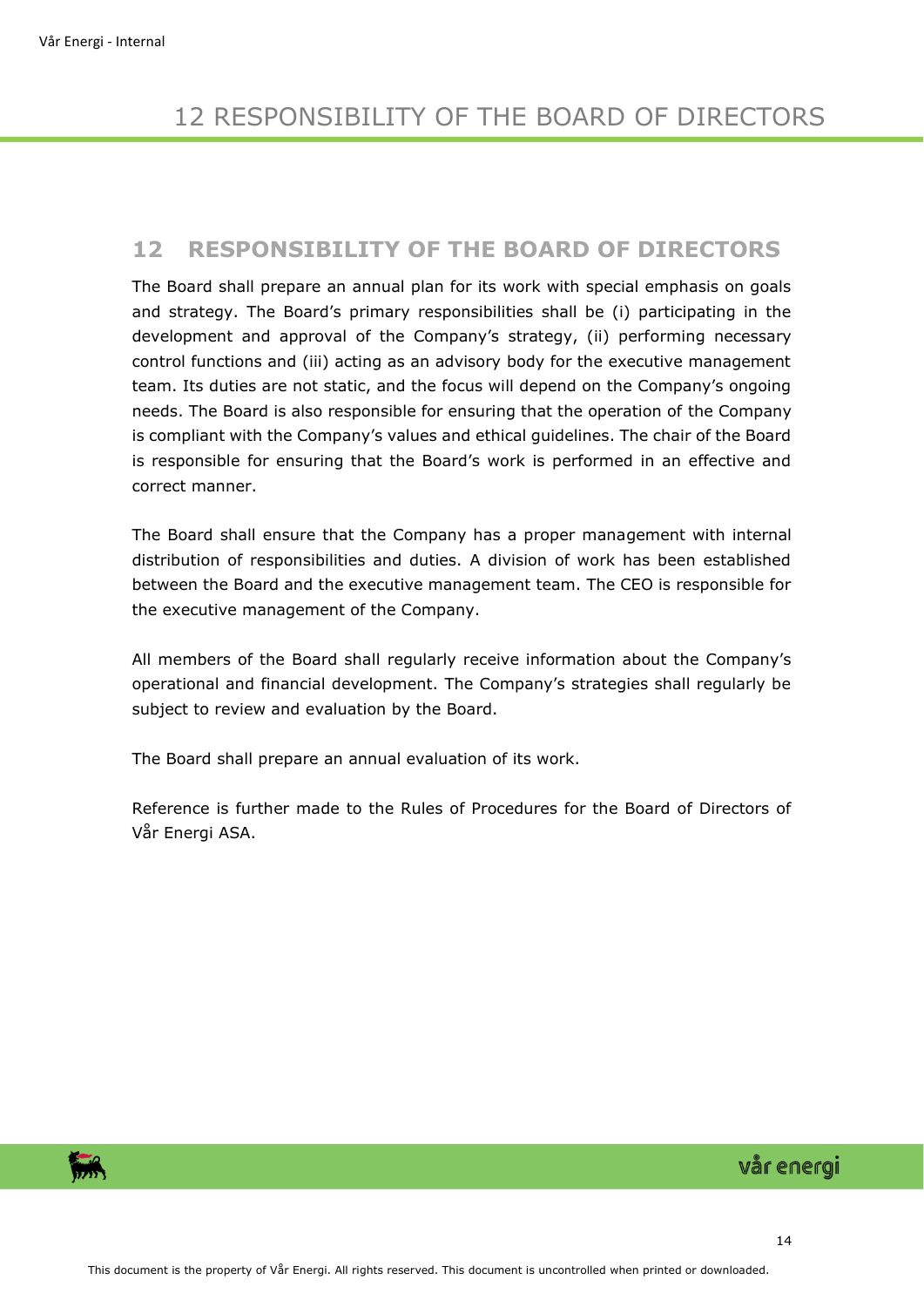## 12 RESPONSIBILITY OF THE BOARD OF DIRECTORS

The Board shall prepare an annual plan for its work with special emphasis on goals and strategy. The Board's primary responsibilities shall be (i) participating in the development and approval of the Company's strategy, (ii) performing necessary control functions and (iii) acting as an advisory body for the executive management team. Its duties are not static, and the focus will depend on the Company's ongoing needs. The Board is also responsible for ensuring that the operation of the Company is compliant with the Company's values and ethical guidelines. The chair of the Board is responsible for ensuring that the Board's work is performed in an effective and correct manner.

The Board shall ensure that the Company has a proper management with internal distribution of responsibilities and duties. A division of work has been established between the Board and the executive management team. The CEO is responsible for the executive management of the Company.

All members of the Board shall regularly receive information about the Company's operational and financial development. The Company's strategies shall regularly be subject to review and evaluation by the Board.

The Board shall prepare an annual evaluation of its work.

Reference is further made to the Rules of Procedures for the Board of Directors of Vår Energi ASA.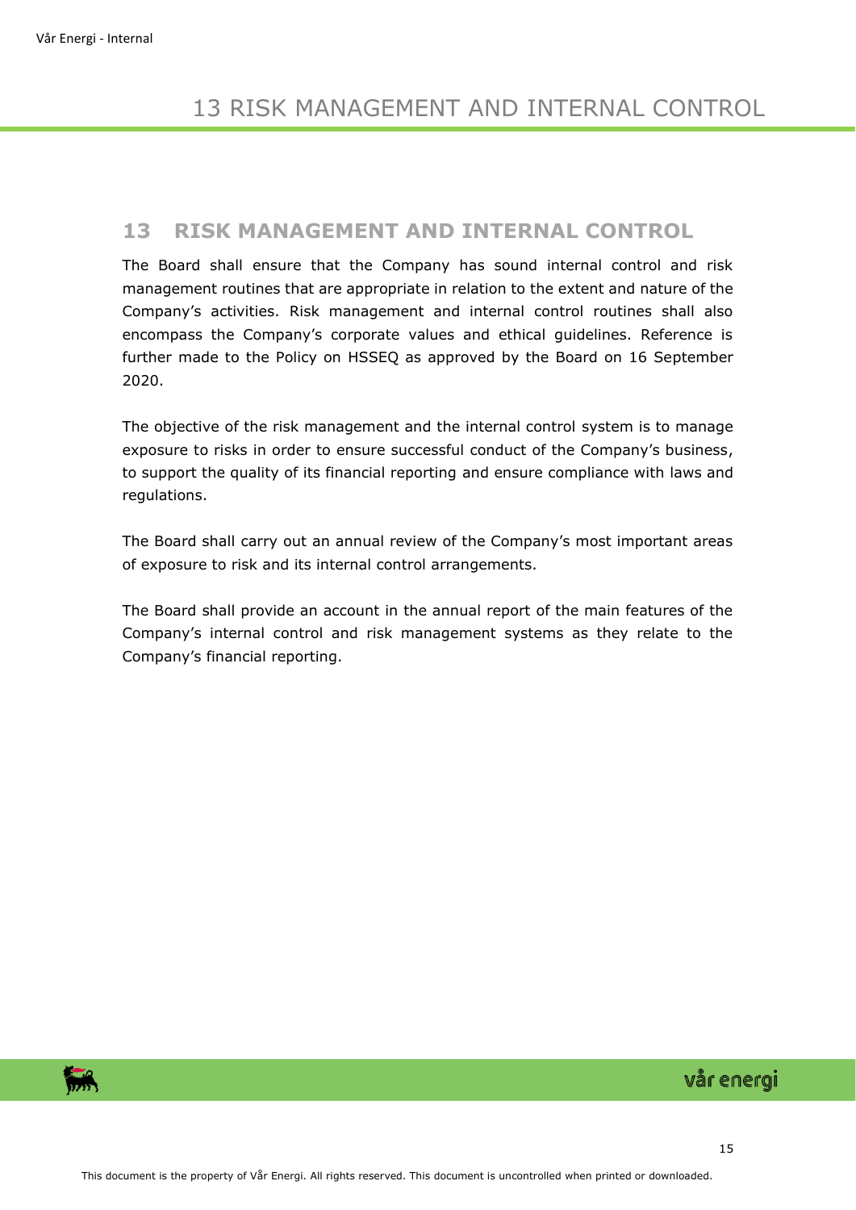## 13 RISK MANAGEMENT AND INTERNAL CONTROL

The Board shall ensure that the Company has sound internal control and risk management routines that are appropriate in relation to the extent and nature of the Company's activities. Risk management and internal control routines shall also encompass the Company's corporate values and ethical guidelines. Reference is further made to the Policy on HSSEQ as approved by the Board on 16 September 2020.

The objective of the risk management and the internal control system is to manage exposure to risks in order to ensure successful conduct of the Company's business, to support the quality of its financial reporting and ensure compliance with laws and regulations.

The Board shall carry out an annual review of the Company's most important areas of exposure to risk and its internal control arrangements.

The Board shall provide an account in the annual report of the main features of the Company's internal control and risk management systems as they relate to the Company's financial reporting.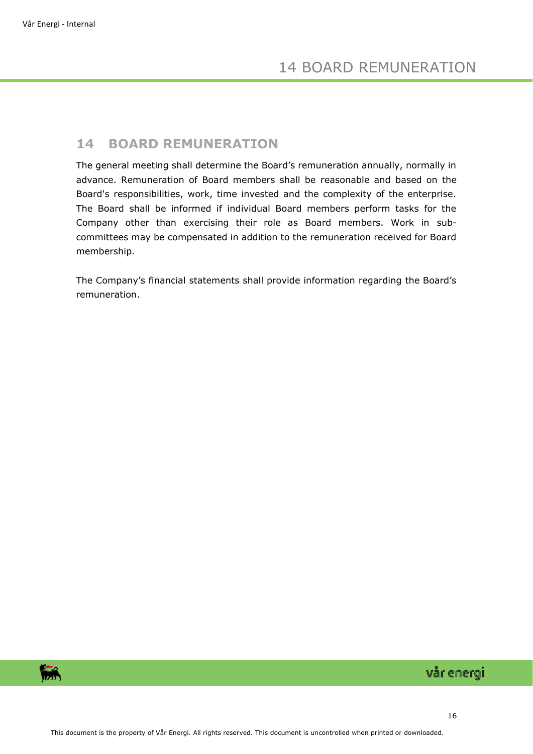## 14 BOARD REMUNERATION

The general meeting shall determine the Board's remuneration annually, normally in advance. Remuneration of Board members shall be reasonable and based on the Board's responsibilities, work, time invested and the complexity of the enterprise. The Board shall be informed if individual Board members perform tasks for the Company other than exercising their role as Board members. Work in sub-committees may be compensated in addition to the remuneration received for Board membership.

The Company's financial statements shall provide information regarding the Board's remuneration.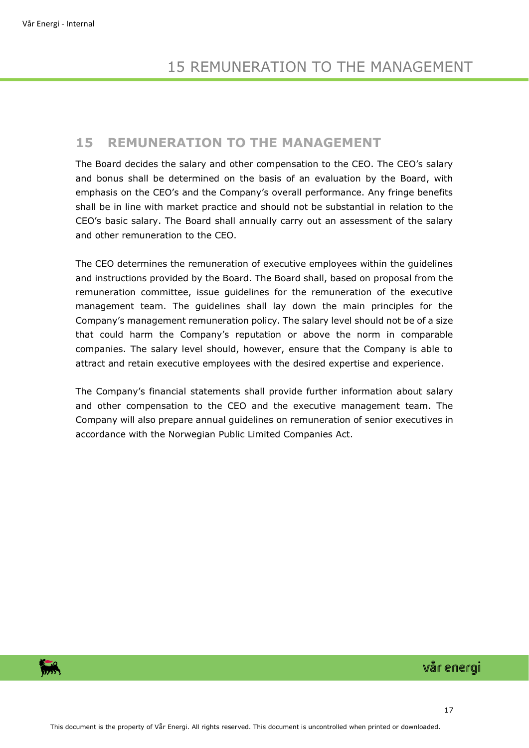## 15 REMUNERATION TO THE MANAGEMENT

The Board decides the salary and other compensation to the CEO. The CEO's salary and bonus shall be determined on the basis of an evaluation by the Board, with emphasis on the CEO's and the Company's overall performance. Any fringe benefits shall be in line with market practice and should not be substantial in relation to the CEO's basic salary. The Board shall annually carry out an assessment of the salary and other remuneration to the CEO.

The CEO determines the remuneration of executive employees within the guidelines and instructions provided by the Board. The Board shall, based on proposal from the remuneration committee, issue guidelines for the remuneration of the executive management team. The guidelines shall lay down the main principles for the Company's management remuneration policy. The salary level should not be of a size that could harm the Company's reputation or above the norm in comparable companies. The salary level should, however, ensure that the Company is able to attract and retain executive employees with the desired expertise and experience.

The Company's financial statements shall provide further information about salary and other compensation to the CEO and the executive management team. The Company will also prepare annual guidelines on remuneration of senior executives in accordance with the Norwegian Public Limited Companies Act.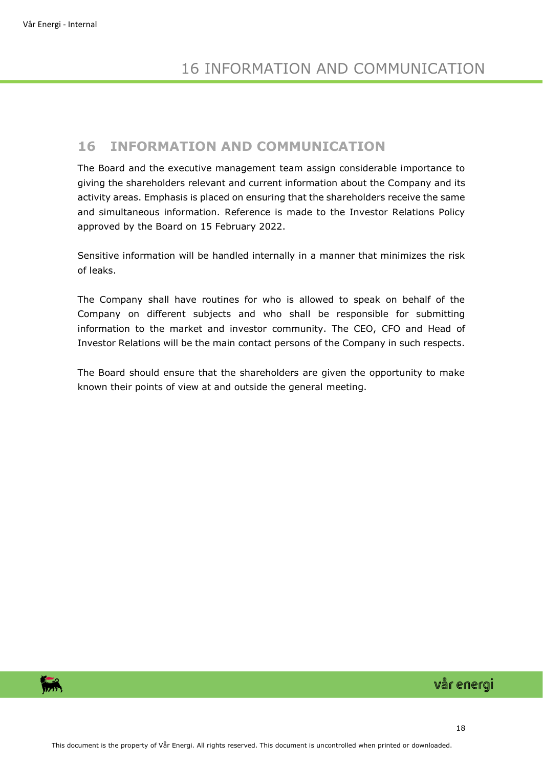## 16 INFORMATION AND COMMUNICATION

The Board and the executive management team assign considerable importance to giving the shareholders relevant and current information about the Company and its activity areas. Emphasis is placed on ensuring that the shareholders receive the same and simultaneous information. Reference is made to the Investor Relations Policy approved by the Board on 15 February 2022.

Sensitive information will be handled internally in a manner that minimizes the risk of leaks.

The Company shall have routines for who is allowed to speak on behalf of the Company on different subjects and who shall be responsible for submitting information to the market and investor community. The CEO, CFO and Head of Investor Relations will be the main contact persons of the Company in such respects.

The Board should ensure that the shareholders are given the opportunity to make known their points of view at and outside the general meeting.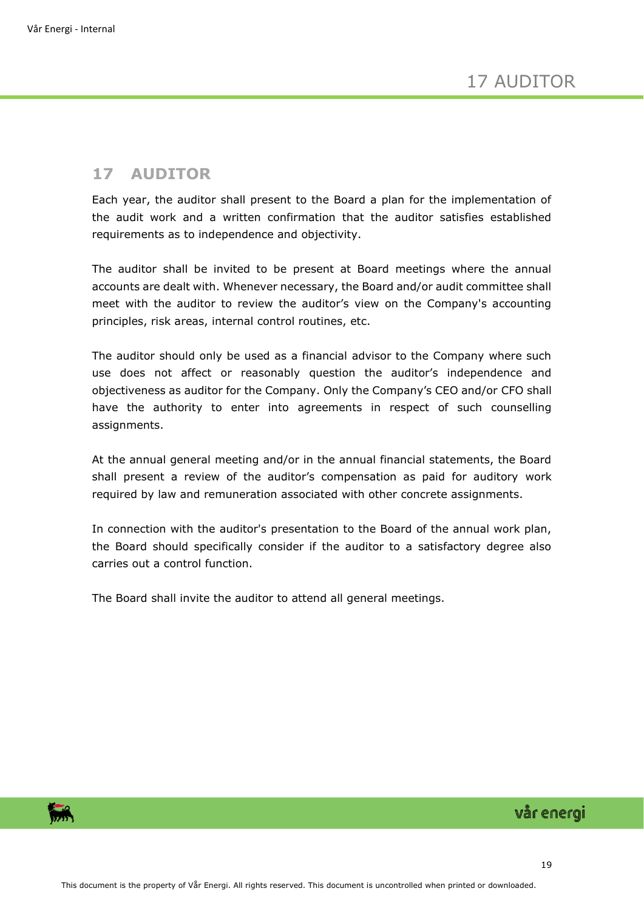# 17 AUDITOR

Each year, the auditor shall present to the Board a plan for the implementation of the audit work and a written confirmation that the auditor satisfies established requirements as to independence and objectivity.

The auditor shall be invited to be present at Board meetings where the annual accounts are dealt with. Whenever necessary, the Board and/or audit committee shall meet with the auditor to review the auditor's view on the Company's accounting principles, risk areas, internal control routines, etc.

The auditor should only be used as a financial advisor to the Company where such use does not affect or reasonably question the auditor's independence and objectiveness as auditor for the Company. Only the Company's CEO and/or CFO shall have the authority to enter into agreements in respect of such counselling assignments.

At the annual general meeting and/or in the annual financial statements, the Board shall present a review of the auditor's compensation as paid for auditory work required by law and remuneration associated with other concrete assignments.

In connection with the auditor's presentation to the Board of the annual work plan, the Board should specifically consider if the auditor to a satisfactory degree also carries out a control function.

The Board shall invite the auditor to attend all general meetings.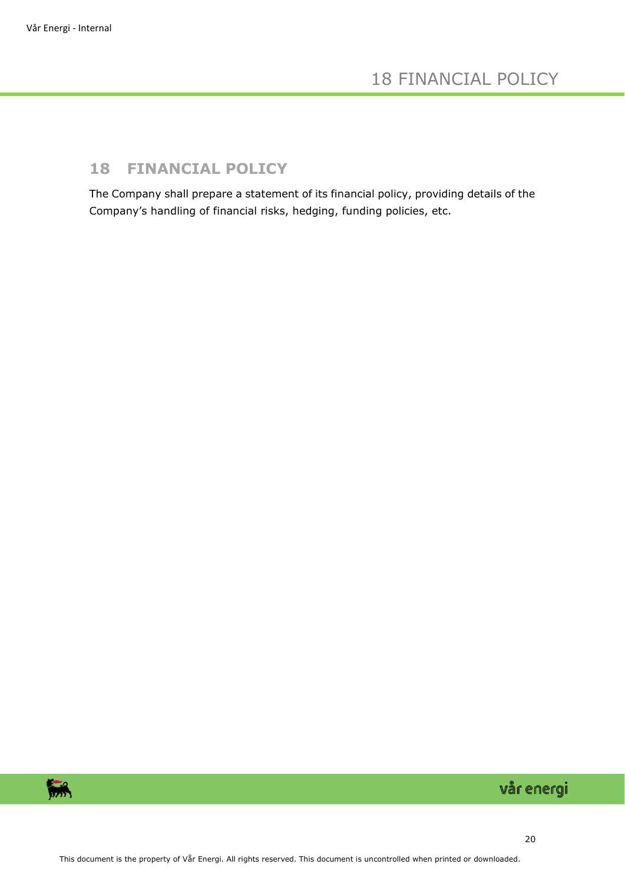# 18 FINANCIAL POLICY

The Company shall prepare a statement of its financial policy, providing details of the Company's handling of financial risks, hedging, funding policies, etc.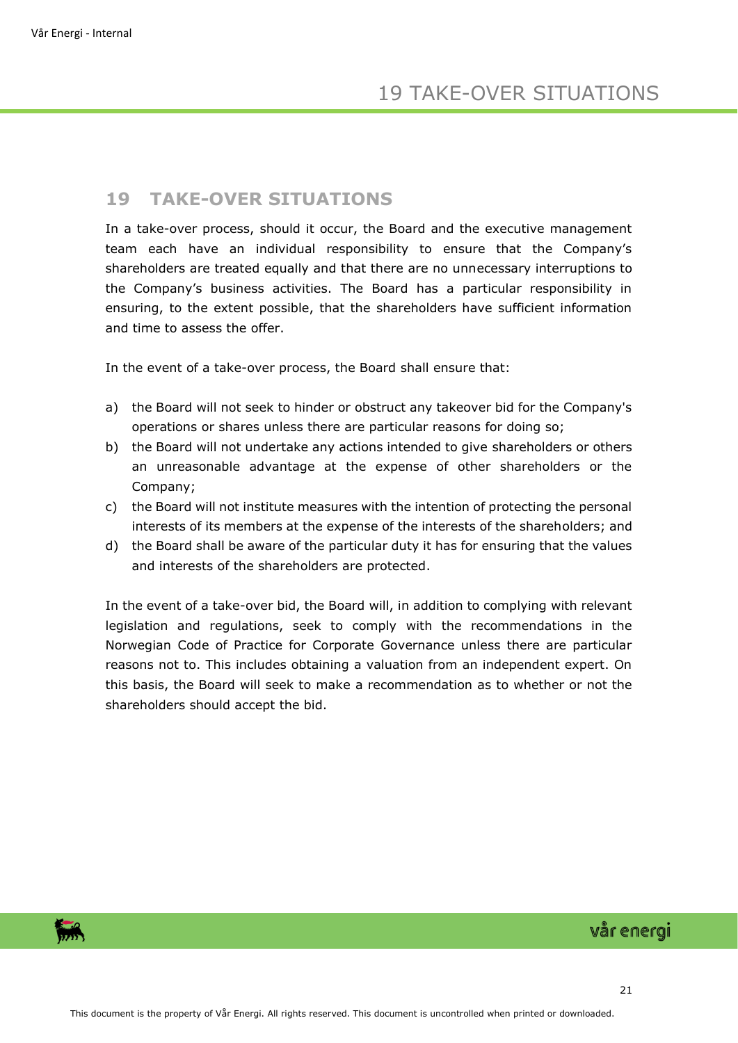## 19 TAKE-OVER SITUATIONS

In a take-over process, should it occur, the Board and the executive management team each have an individual responsibility to ensure that the Company's shareholders are treated equally and that there are no unnecessary interruptions to the Company's business activities. The Board has a particular responsibility in ensuring, to the extent possible, that the shareholders have sufficient information and time to assess the offer.

In the event of a take-over process, the Board shall ensure that:

a) the Board will not seek to hinder or obstruct any takeover bid for the Company's operations or shares unless there are particular reasons for doing so;
b) the Board will not undertake any actions intended to give shareholders or others an unreasonable advantage at the expense of other shareholders or the Company;
c) the Board will not institute measures with the intention of protecting the personal interests of its members at the expense of the interests of the shareholders; and
d) the Board shall be aware of the particular duty it has for ensuring that the values and interests of the shareholders are protected.

In the event of a take-over bid, the Board will, in addition to complying with relevant legislation and regulations, seek to comply with the recommendations in the Norwegian Code of Practice for Corporate Governance unless there are particular reasons not to. This includes obtaining a valuation from an independent expert. On this basis, the Board will seek to make a recommendation as to whether or not the shareholders should accept the bid.